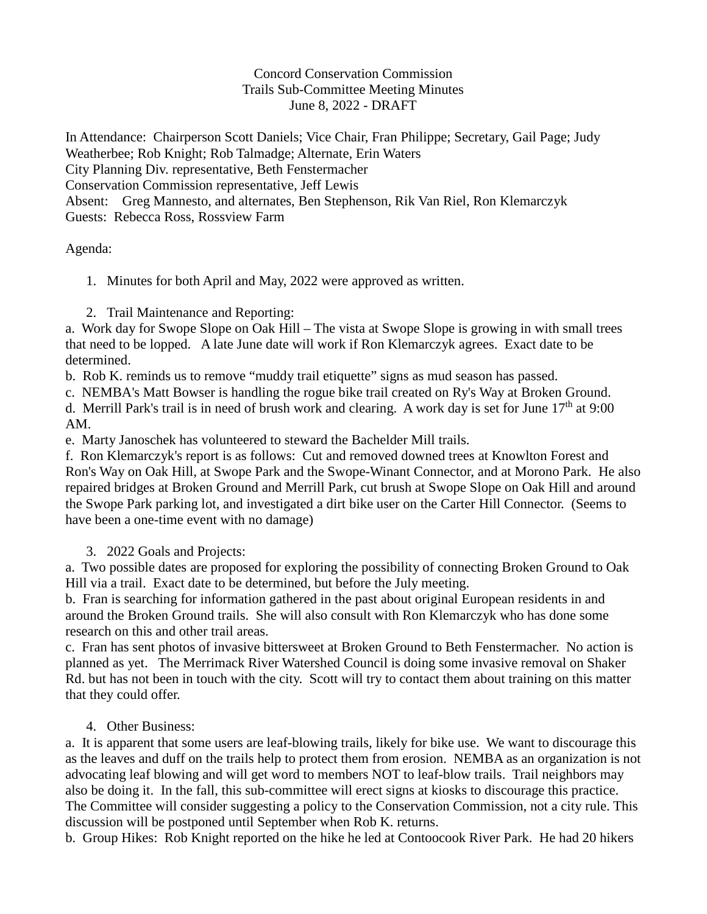Concord Conservation Commission
Trails Sub-Committee Meeting Minutes
June 8, 2022 - DRAFT

In Attendance: Chairperson Scott Daniels; Vice Chair, Fran Philippe; Secretary, Gail Page; Judy Weatherbee; Rob Knight; Rob Talmadge; Alternate, Erin Waters
City Planning Div. representative, Beth Fenstermacher
Conservation Commission representative, Jeff Lewis
Absent: Greg Mannesto, and alternates, Ben Stephenson, Rik Van Riel, Ron Klemarczyk
Guests: Rebecca Ross, Rossview Farm

Agenda:

1. Minutes for both April and May, 2022 were approved as written.

2. Trail Maintenance and Reporting:

a. Work day for Swope Slope on Oak Hill – The vista at Swope Slope is growing in with small trees that need to be lopped. A late June date will work if Ron Klemarczyk agrees. Exact date to be determined.
b. Rob K. reminds us to remove "muddy trail etiquette" signs as mud season has passed.
c. NEMBA's Matt Bowser is handling the rogue bike trail created on Ry's Way at Broken Ground.
d. Merrill Park's trail is in need of brush work and clearing. A work day is set for June 17th at 9:00 AM.
e. Marty Janoschek has volunteered to steward the Bachelder Mill trails.
f. Ron Klemarczyk's report is as follows: Cut and removed downed trees at Knowlton Forest and Ron's Way on Oak Hill, at Swope Park and the Swope-Winant Connector, and at Morono Park. He also repaired bridges at Broken Ground and Merrill Park, cut brush at Swope Slope on Oak Hill and around the Swope Park parking lot, and investigated a dirt bike user on the Carter Hill Connector. (Seems to have been a one-time event with no damage)

3. 2022 Goals and Projects:

a. Two possible dates are proposed for exploring the possibility of connecting Broken Ground to Oak Hill via a trail. Exact date to be determined, but before the July meeting.
b. Fran is searching for information gathered in the past about original European residents in and around the Broken Ground trails. She will also consult with Ron Klemarczyk who has done some research on this and other trail areas.
c. Fran has sent photos of invasive bittersweet at Broken Ground to Beth Fenstermacher. No action is planned as yet. The Merrimack River Watershed Council is doing some invasive removal on Shaker Rd. but has not been in touch with the city. Scott will try to contact them about training on this matter that they could offer.

4. Other Business:

a. It is apparent that some users are leaf-blowing trails, likely for bike use. We want to discourage this as the leaves and duff on the trails help to protect them from erosion. NEMBA as an organization is not advocating leaf blowing and will get word to members NOT to leaf-blow trails. Trail neighbors may also be doing it. In the fall, this sub-committee will erect signs at kiosks to discourage this practice. The Committee will consider suggesting a policy to the Conservation Commission, not a city rule. This discussion will be postponed until September when Rob K. returns.
b. Group Hikes: Rob Knight reported on the hike he led at Contoocook River Park. He had 20 hikers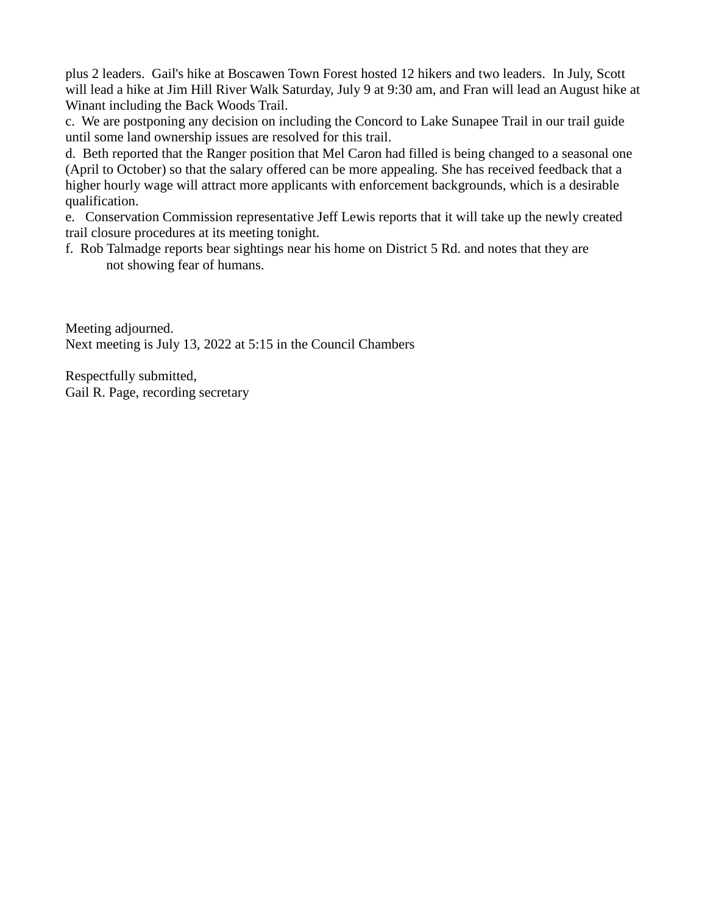plus 2 leaders. Gail's hike at Boscawen Town Forest hosted 12 hikers and two leaders. In July, Scott will lead a hike at Jim Hill River Walk Saturday, July 9 at 9:30 am, and Fran will lead an August hike at Winant including the Back Woods Trail.

c. We are postponing any decision on including the Concord to Lake Sunapee Trail in our trail guide until some land ownership issues are resolved for this trail.

d. Beth reported that the Ranger position that Mel Caron had filled is being changed to a seasonal one (April to October) so that the salary offered can be more appealing. She has received feedback that a higher hourly wage will attract more applicants with enforcement backgrounds, which is a desirable qualification.

e. Conservation Commission representative Jeff Lewis reports that it will take up the newly created trail closure procedures at its meeting tonight.

f. Rob Talmadge reports bear sightings near his home on District 5 Rd. and notes that they are not showing fear of humans.

Meeting adjourned.
Next meeting is July 13, 2022 at 5:15 in the Council Chambers

Respectfully submitted,
Gail R. Page, recording secretary